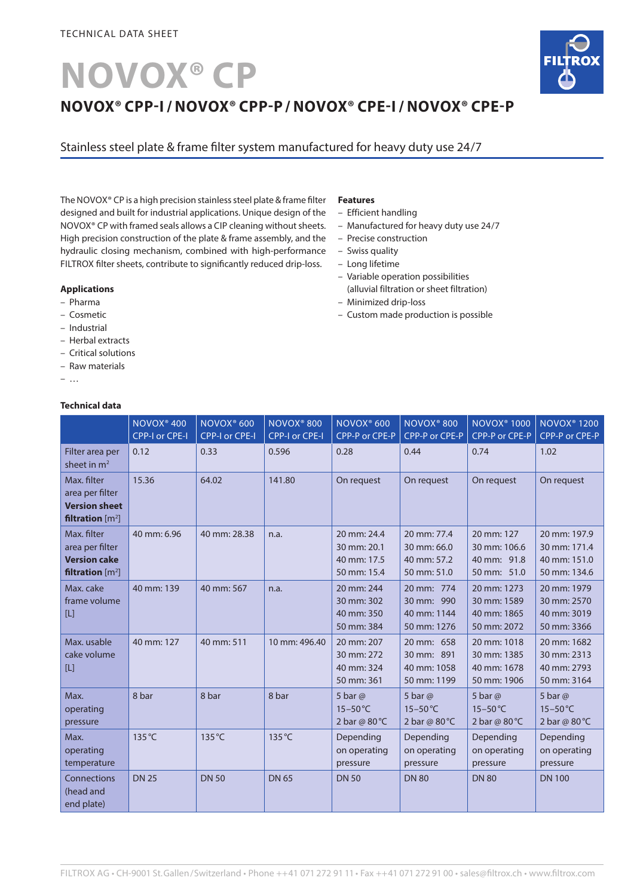TECHNICAL DATA SHEET

# NOVOX® CP

## NOVOX® CPP-I / NOVOX® CPP-P / NOVOX® CPE-I / NOVOX® CPE-P

Stainless steel plate & frame filter system manufactured for heavy duty use 24/7

The NOVOX® CP is a high precision stainless steel plate & frame filter designed and built for industrial applications. Unique design of the NOVOX® CP with framed seals allows a CIP cleaning without sheets. High precision construction of the plate & frame assembly, and the hydraulic closing mechanism, combined with high-performance FILTROX filter sheets, contribute to significantly reduced drip-loss.

**Applications**
- Pharma
- Cosmetic
- Industrial
- Herbal extracts
- Critical solutions
- Raw materials
- …

**Features**
- Efficient handling
- Manufactured for heavy duty use 24/7
- Precise construction
- Swiss quality
- Long lifetime
- Variable operation possibilities (alluvial filtration or sheet filtration)
- Minimized drip-loss
- Custom made production is possible

**Technical data**

| | NOVOX® 400 CPP-I or CPE-I | NOVOX® 600 CPP-I or CPE-I | NOVOX® 800 CPP-I or CPE-I | NOVOX® 600 CPP-P or CPE-P | NOVOX® 800 CPP-P or CPE-P | NOVOX® 1000 CPP-P or CPE-P | NOVOX® 1200 CPP-P or CPE-P |
|---|---|---|---|---|---|---|---|
| Filter area per sheet in m² | 0.12 | 0.33 | 0.596 | 0.28 | 0.44 | 0.74 | 1.02 |
| Max. filter area per filter **Version sheet filtration** [m²] | 15.36 | 64.02 | 141.80 | On request | On request | On request | On request |
| Max. filter area per filter **Version cake filtration** [m²] | 40 mm: 6.96 | 40 mm: 28.38 | n.a. | 20 mm: 24.4<br>30 mm: 20.1<br>40 mm: 17.5<br>50 mm: 15.4 | 20 mm: 77.4<br>30 mm: 66.0<br>40 mm: 57.2<br>50 mm: 51.0 | 20 mm: 127<br>30 mm: 106.6<br>40 mm: 91.8<br>50 mm: 51.0 | 20 mm: 197.9<br>30 mm: 171.4<br>40 mm: 151.0<br>50 mm: 134.6 |
| Max. cake frame volume [L] | 40 mm: 139 | 40 mm: 567 | n.a. | 20 mm: 244<br>30 mm: 302<br>40 mm: 350<br>50 mm: 384 | 20 mm: 774<br>30 mm: 990<br>40 mm: 1144<br>50 mm: 1276 | 20 mm: 1273<br>30 mm: 1589<br>40 mm: 1865<br>50 mm: 2072 | 20 mm: 1979<br>30 mm: 2570<br>40 mm: 3019<br>50 mm: 3366 |
| Max. usable cake volume [L] | 40 mm: 127 | 40 mm: 511 | 10 mm: 496.40 | 20 mm: 207<br>30 mm: 272<br>40 mm: 324<br>50 mm: 361 | 20 mm: 658<br>30 mm: 891<br>40 mm: 1058<br>50 mm: 1199 | 20 mm: 1018<br>30 mm: 1385<br>40 mm: 1678<br>50 mm: 1906 | 20 mm: 1682<br>30 mm: 2313<br>40 mm: 2793<br>50 mm: 3164 |
| Max. operating pressure | 8 bar | 8 bar | 8 bar | 5 bar @ 15–50 °C<br>2 bar @ 80 °C | 5 bar @ 15–50 °C<br>2 bar @ 80 °C | 5 bar @ 15–50 °C<br>2 bar @ 80 °C | 5 bar @ 15–50 °C<br>2 bar @ 80 °C |
| Max. operating temperature | 135 °C | 135 °C | 135 °C | Depending on operating pressure | Depending on operating pressure | Depending on operating pressure | Depending on operating pressure |
| Connections (head and end plate) | DN 25 | DN 50 | DN 65 | DN 50 | DN 80 | DN 80 | DN 100 |

FILTROX AG • CH-9001 St.Gallen/Switzerland • Phone ++41 071 272 91 11 • Fax ++41 071 272 91 00 • sales@filtrox.ch • www.filtrox.com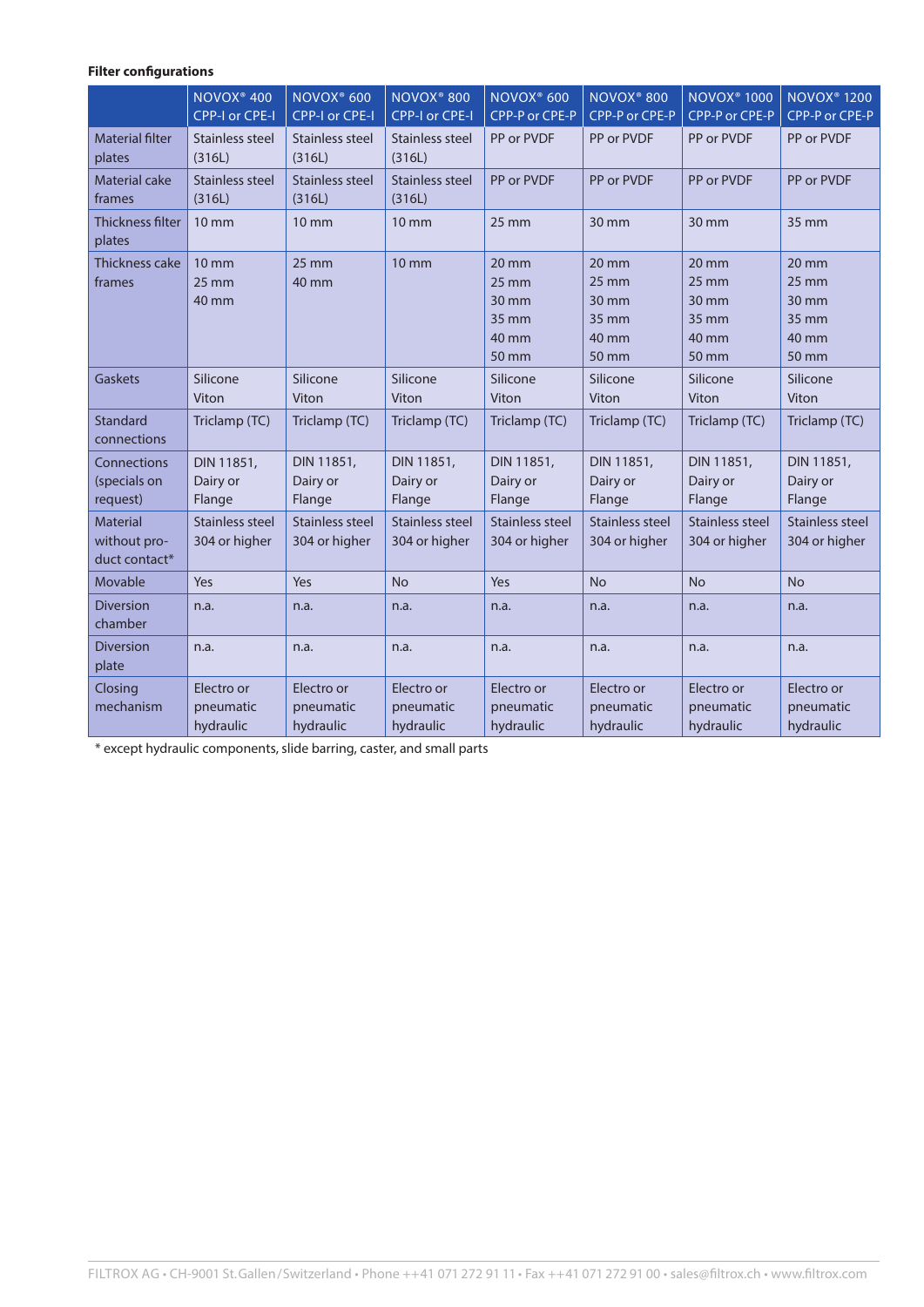**Filter configurations**

| | NOVOX® 400 CPP-I or CPE-I | NOVOX® 600 CPP-I or CPE-I | NOVOX® 800 CPP-I or CPE-I | NOVOX® 600 CPP-P or CPE-P | NOVOX® 800 CPP-P or CPE-P | NOVOX® 1000 CPP-P or CPE-P | NOVOX® 1200 CPP-P or CPE-P |
|---|---|---|---|---|---|---|---|
| Material filter plates | Stainless steel (316L) | Stainless steel (316L) | Stainless steel (316L) | PP or PVDF | PP or PVDF | PP or PVDF | PP or PVDF |
| Material cake frames | Stainless steel (316L) | Stainless steel (316L) | Stainless steel (316L) | PP or PVDF | PP or PVDF | PP or PVDF | PP or PVDF |
| Thickness filter plates | 10 mm | 10 mm | 10 mm | 25 mm | 30 mm | 30 mm | 35 mm |
| Thickness cake frames | 10 mm 25 mm 40 mm | 25 mm 40 mm | 10 mm | 20 mm 25 mm 30 mm 35 mm 40 mm 50 mm | 20 mm 25 mm 30 mm 35 mm 40 mm 50 mm | 20 mm 25 mm 30 mm 35 mm 40 mm 50 mm | 20 mm 25 mm 30 mm 35 mm 40 mm 50 mm |
| Gaskets | Silicone Viton | Silicone Viton | Silicone Viton | Silicone Viton | Silicone Viton | Silicone Viton | Silicone Viton |
| Standard connections | Triclamp (TC) | Triclamp (TC) | Triclamp (TC) | Triclamp (TC) | Triclamp (TC) | Triclamp (TC) | Triclamp (TC) |
| Connections (specials on request) | DIN 11851, Dairy or Flange | DIN 11851, Dairy or Flange | DIN 11851, Dairy or Flange | DIN 11851, Dairy or Flange | DIN 11851, Dairy or Flange | DIN 11851, Dairy or Flange | DIN 11851, Dairy or Flange |
| Material without product contact* | Stainless steel 304 or higher | Stainless steel 304 or higher | Stainless steel 304 or higher | Stainless steel 304 or higher | Stainless steel 304 or higher | Stainless steel 304 or higher | Stainless steel 304 or higher |
| Movable | Yes | Yes | No | Yes | No | No | No |
| Diversion chamber | n.a. | n.a. | n.a. | n.a. | n.a. | n.a. | n.a. |
| Diversion plate | n.a. | n.a. | n.a. | n.a. | n.a. | n.a. | n.a. |
| Closing mechanism | Electro or pneumatic hydraulic | Electro or pneumatic hydraulic | Electro or pneumatic hydraulic | Electro or pneumatic hydraulic | Electro or pneumatic hydraulic | Electro or pneumatic hydraulic | Electro or pneumatic hydraulic |

* except hydraulic components, slide barring, caster, and small parts

FILTROX AG • CH-9001 St.Gallen/Switzerland • Phone ++41 071 272 91 11 • Fax ++41 071 272 91 00 • sales@filtrox.ch • www.filtrox.com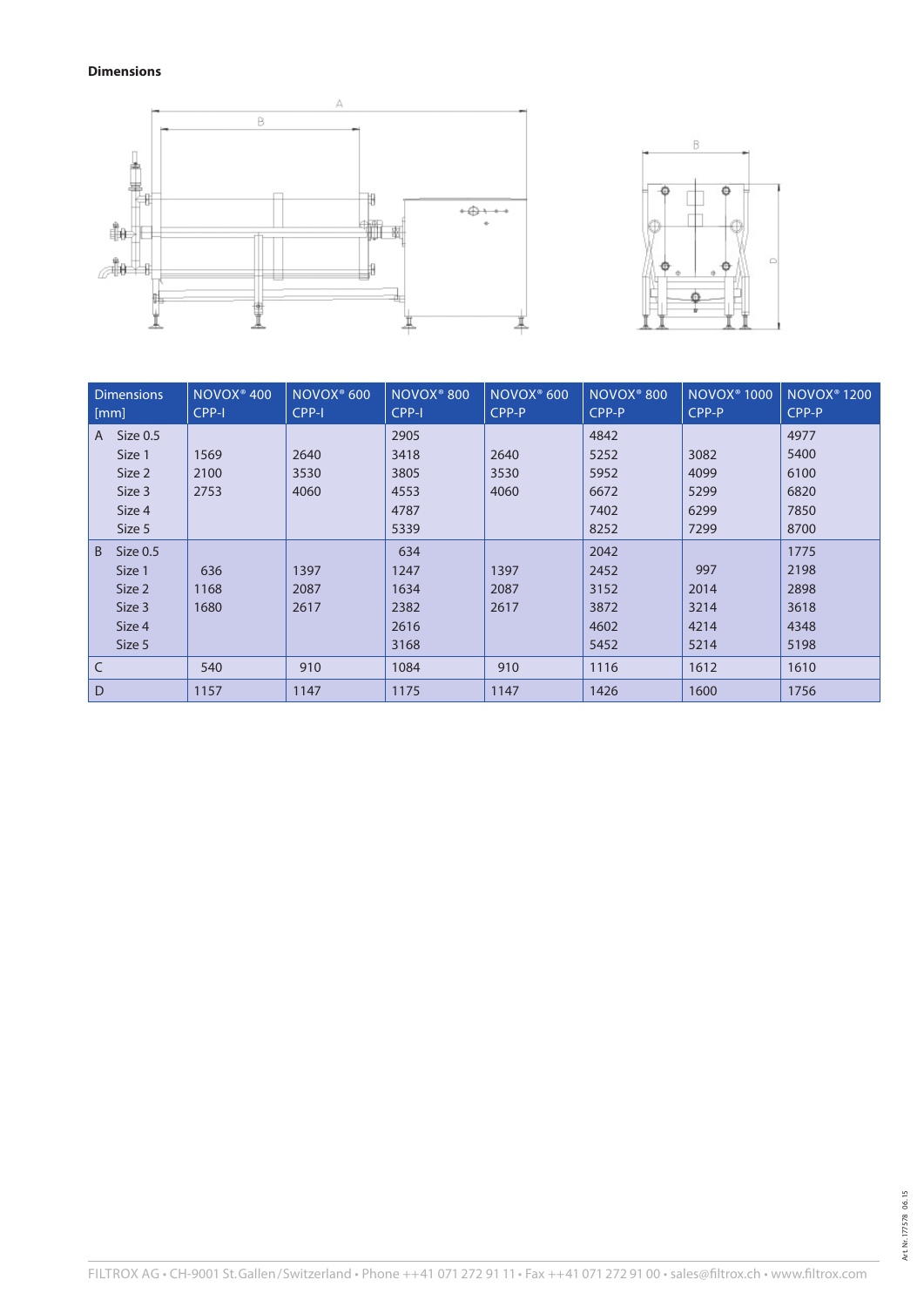**Dimensions**

| Dimensions [mm] | | NOVOX® 400 CPP-I | NOVOX® 600 CPP-I | NOVOX® 800 CPP-I | NOVOX® 600 CPP-P | NOVOX® 800 CPP-P | NOVOX® 1000 CPP-P | NOVOX® 1200 CPP-P |
|---|---|---|---|---|---|---|---|---|
| A | Size 0.5 | | | 2905 | | 4842 | | 4977 |
| | Size 1 | 1569 | 2640 | 3418 | 2640 | 5252 | 3082 | 5400 |
| | Size 2 | 2100 | 3530 | 3805 | 3530 | 5952 | 4099 | 6100 |
| | Size 3 | 2753 | 4060 | 4553 | 4060 | 6672 | 5299 | 6820 |
| | Size 4 | | | 4787 | | 7402 | 6299 | 7850 |
| | Size 5 | | | 5339 | | 8252 | 7299 | 8700 |
| B | Size 0.5 | | | 634 | | 2042 | | 1775 |
| | Size 1 | 636 | 1397 | 1247 | 1397 | 2452 | 997 | 2198 |
| | Size 2 | 1168 | 2087 | 1634 | 2087 | 3152 | 2014 | 2898 |
| | Size 3 | 1680 | 2617 | 2382 | 2617 | 3872 | 3214 | 3618 |
| | Size 4 | | | 2616 | | 4602 | 4214 | 4348 |
| | Size 5 | | | 3168 | | 5452 | 5214 | 5198 |
| C | | 540 | 910 | 1084 | 910 | 1116 | 1612 | 1610 |
| D | | 1157 | 1147 | 1175 | 1147 | 1426 | 1600 | 1756 |

FILTROX AG • CH-9001 St.Gallen/Switzerland • Phone ++41 071 272 91 11 • Fax ++41 071 272 91 00 • sales@filtrox.ch • www.filtrox.com

Art Nr. 177578 06.15